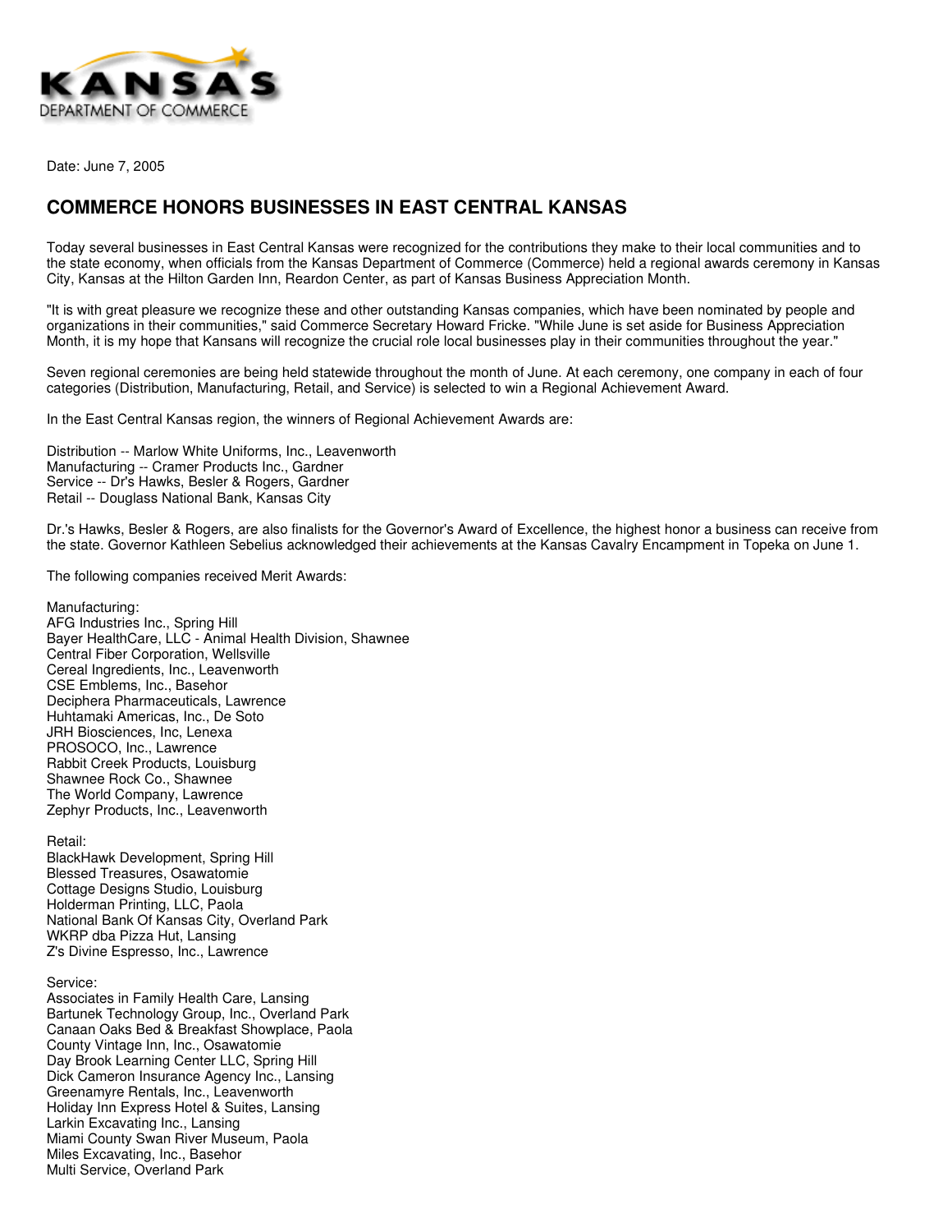KANSAS DEPARTMENT OF COMMERCE

Date: June 7, 2005

## COMMERCE HONORS BUSINESSES IN EAST CENTRAL KANSAS

Today several businesses in East Central Kansas were recognized for the contributions they make to their local communities and to the state economy, when officials from the Kansas Department of Commerce (Commerce) held a regional awards ceremony in Kansas City, Kansas at the Hilton Garden Inn, Reardon Center, as part of Kansas Business Appreciation Month.

"It is with great pleasure we recognize these and other outstanding Kansas companies, which have been nominated by people and organizations in their communities," said Commerce Secretary Howard Fricke. "While June is set aside for Business Appreciation Month, it is my hope that Kansans will recognize the crucial role local businesses play in their communities throughout the year."

Seven regional ceremonies are being held statewide throughout the month of June. At each ceremony, one company in each of four categories (Distribution, Manufacturing, Retail, and Service) is selected to win a Regional Achievement Award.

In the East Central Kansas region, the winners of Regional Achievement Awards are:

Distribution -- Marlow White Uniforms, Inc., Leavenworth
Manufacturing -- Cramer Products Inc., Gardner
Service -- Dr's Hawks, Besler & Rogers, Gardner
Retail -- Douglass National Bank, Kansas City

Dr.'s Hawks, Besler & Rogers, are also finalists for the Governor's Award of Excellence, the highest honor a business can receive from the state. Governor Kathleen Sebelius acknowledged their achievements at the Kansas Cavalry Encampment in Topeka on June 1.

The following companies received Merit Awards:

Manufacturing:
AFG Industries Inc., Spring Hill
Bayer HealthCare, LLC - Animal Health Division, Shawnee
Central Fiber Corporation, Wellsville
Cereal Ingredients, Inc., Leavenworth
CSE Emblems, Inc., Basehor
Deciphera Pharmaceuticals, Lawrence
Huhtamaki Americas, Inc., De Soto
JRH Biosciences, Inc, Lenexa
PROSOCO, Inc., Lawrence
Rabbit Creek Products, Louisburg
Shawnee Rock Co., Shawnee
The World Company, Lawrence
Zephyr Products, Inc., Leavenworth

Retail:
BlackHawk Development, Spring Hill
Blessed Treasures, Osawatomie
Cottage Designs Studio, Louisburg
Holderman Printing, LLC, Paola
National Bank Of Kansas City, Overland Park
WKRP dba Pizza Hut, Lansing
Z's Divine Espresso, Inc., Lawrence

Service:
Associates in Family Health Care, Lansing
Bartunek Technology Group, Inc., Overland Park
Canaan Oaks Bed & Breakfast Showplace, Paola
County Vintage Inn, Inc., Osawatomie
Day Brook Learning Center LLC, Spring Hill
Dick Cameron Insurance Agency Inc., Lansing
Greenamyre Rentals, Inc., Leavenworth
Holiday Inn Express Hotel & Suites, Lansing
Larkin Excavating Inc., Lansing
Miami County Swan River Museum, Paola
Miles Excavating, Inc., Basehor
Multi Service, Overland Park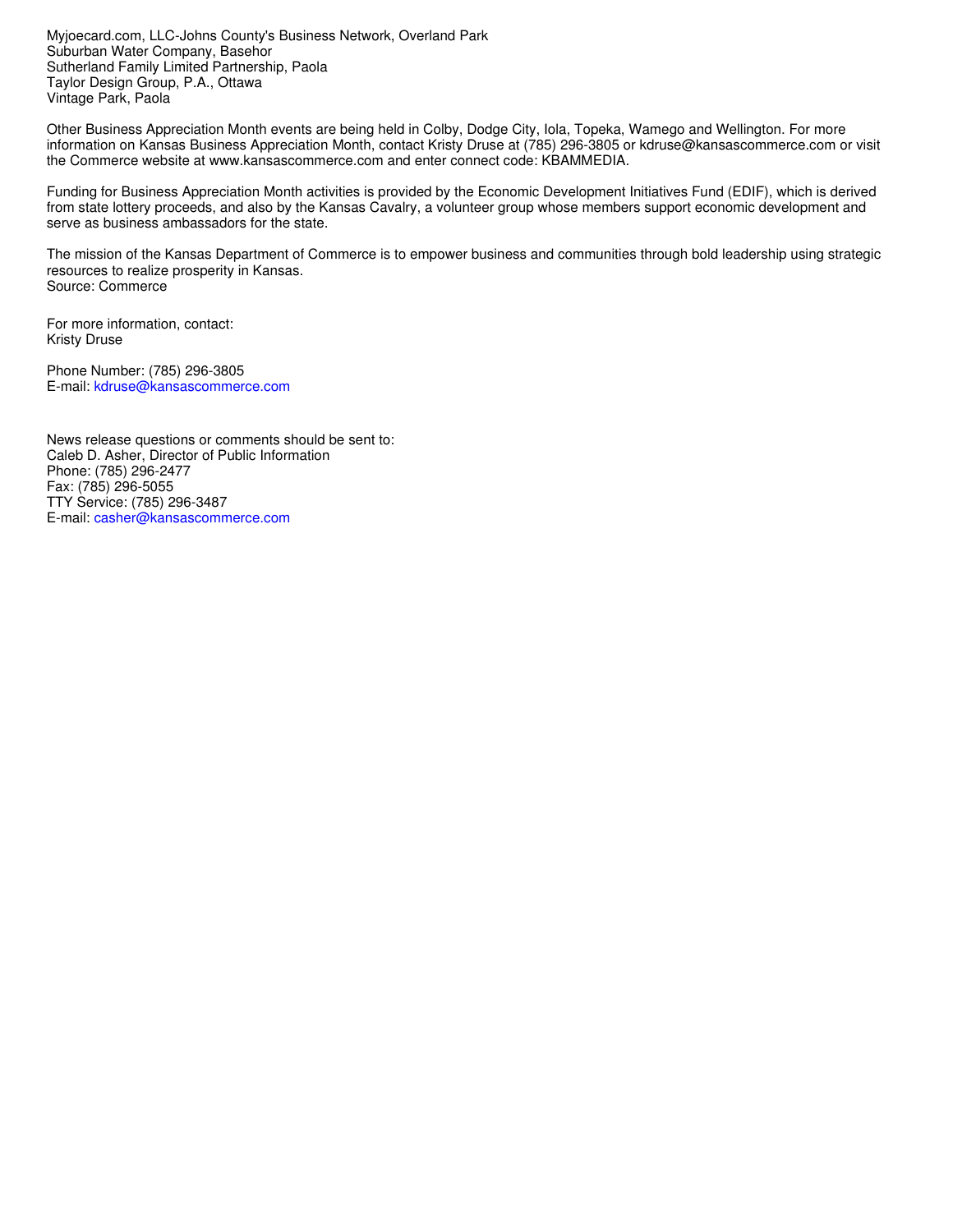Myjoecard.com, LLC-Johns County's Business Network, Overland Park
Suburban Water Company, Basehor
Sutherland Family Limited Partnership, Paola
Taylor Design Group, P.A., Ottawa
Vintage Park, Paola

Other Business Appreciation Month events are being held in Colby, Dodge City, Iola, Topeka, Wamego and Wellington. For more information on Kansas Business Appreciation Month, contact Kristy Druse at (785) 296-3805 or kdruse@kansascommerce.com or visit the Commerce website at www.kansascommerce.com and enter connect code: KBAMMEDIA.

Funding for Business Appreciation Month activities is provided by the Economic Development Initiatives Fund (EDIF), which is derived from state lottery proceeds, and also by the Kansas Cavalry, a volunteer group whose members support economic development and serve as business ambassadors for the state.

The mission of the Kansas Department of Commerce is to empower business and communities through bold leadership using strategic resources to realize prosperity in Kansas.
Source: Commerce

For more information, contact:
Kristy Druse

Phone Number: (785) 296-3805
E-mail: kdruse@kansascommerce.com

News release questions or comments should be sent to:
Caleb D. Asher, Director of Public Information
Phone: (785) 296-2477
Fax: (785) 296-5055
TTY Service: (785) 296-3487
E-mail: casher@kansascommerce.com